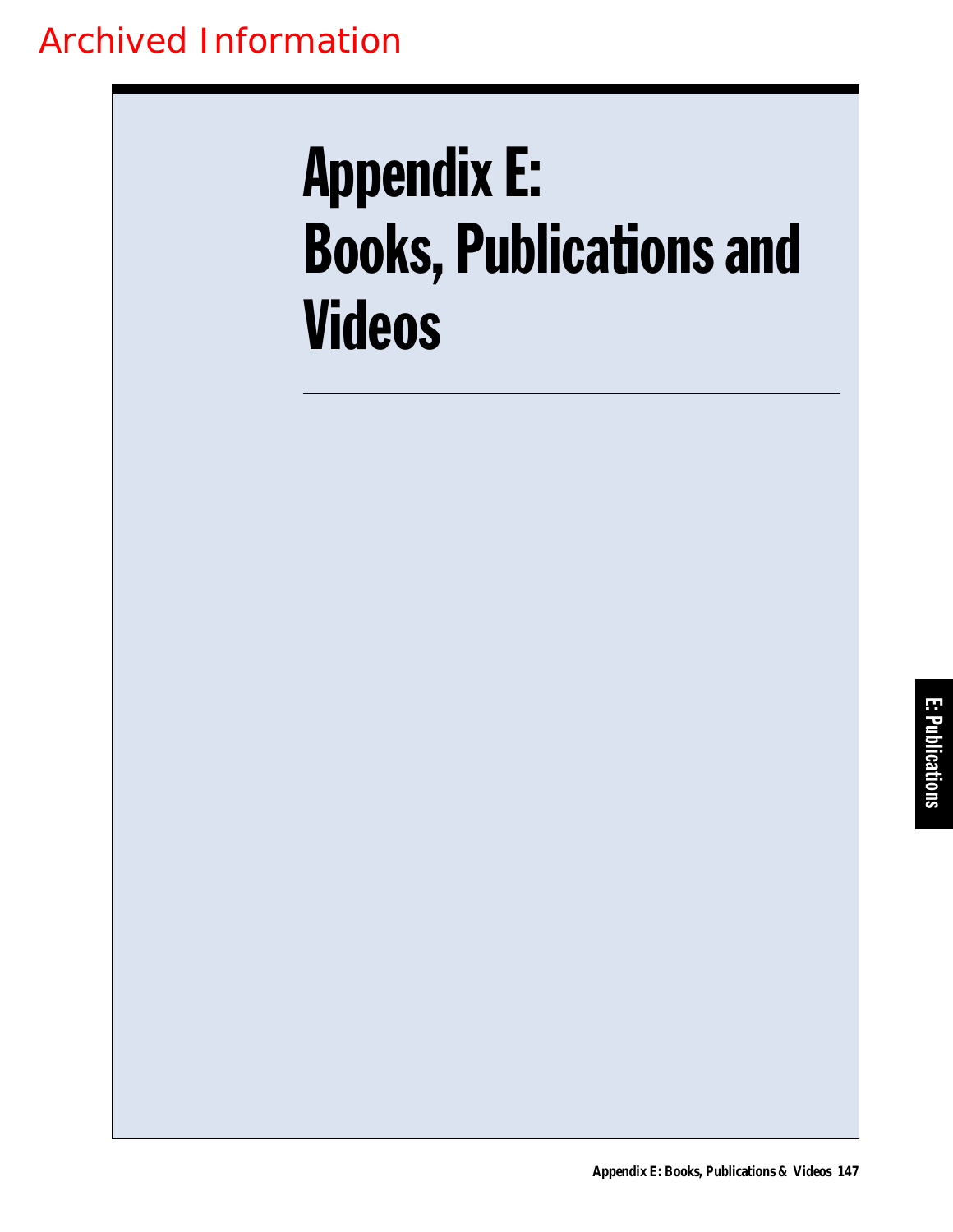Archived Information

# Appendix E: Books, Publications and Videos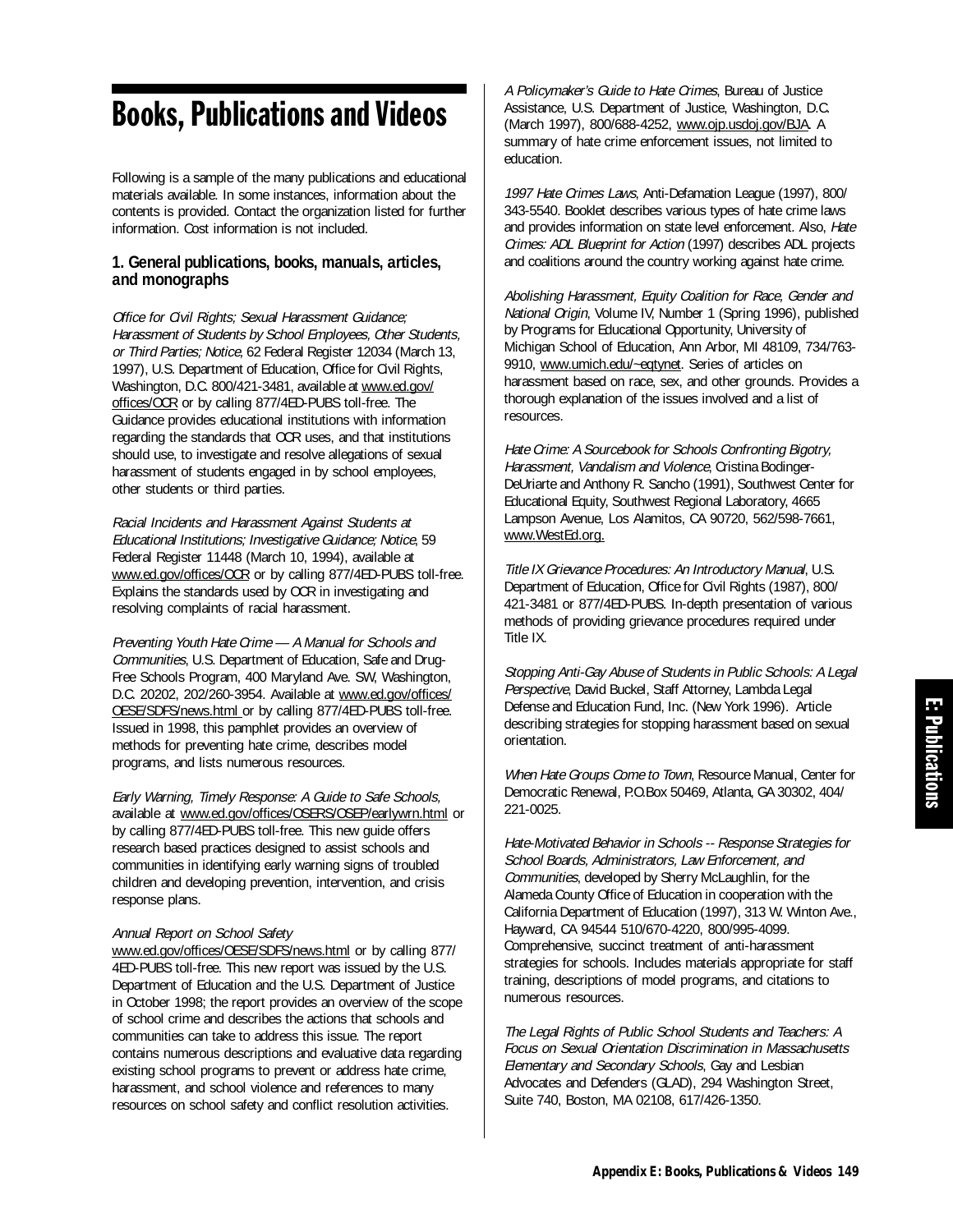# Books, Publications and Videos

Following is a sample of the many publications and educational materials available. In some instances, information about the contents is provided. Contact the organization listed for further information. Cost information is not included.

### 1. General publications, books, manuals, articles, and monographs

*Office for Civil Rights; Sexual Harassment Guidance; Harassment of Students by School Employees, Other Students, or Third Parties; Notice*, 62 Federal Register 12034 (March 13, 1997), U.S. Department of Education, Office for Civil Rights, Washington, D.C. 800/421-3481, available at www.ed.gov/offices/OCR or by calling 877/4ED-PUBS toll-free. The Guidance provides educational institutions with information regarding the standards that OCR uses, and that institutions should use, to investigate and resolve allegations of sexual harassment of students engaged in by school employees, other students or third parties.

*Racial Incidents and Harassment Against Students at Educational Institutions; Investigative Guidance; Notice*, 59 Federal Register 11448 (March 10, 1994), available at www.ed.gov/offices/OCR or by calling 877/4ED-PUBS toll-free. Explains the standards used by OCR in investigating and resolving complaints of racial harassment.

*Preventing Youth Hate Crime — A Manual for Schools and Communities*, U.S. Department of Education, Safe and Drug-Free Schools Program, 400 Maryland Ave. SW, Washington, D.C. 20202, 202/260-3954. Available at www.ed.gov/offices/OESE/SDFS/news.html or by calling 877/4ED-PUBS toll-free. Issued in 1998, this pamphlet provides an overview of methods for preventing hate crime, describes model programs, and lists numerous resources.

*Early Warning, Timely Response: A Guide to Safe Schools,* available at www.ed.gov/offices/OSERS/OSEP/earlywrn.html or by calling 877/4ED-PUBS toll-free. This new guide offers research based practices designed to assist schools and communities in identifying early warning signs of troubled children and developing prevention, intervention, and crisis response plans.

*Annual Report on School Safety*
www.ed.gov/offices/OESE/SDFS/news.html or by calling 877/4ED-PUBS toll-free. This new report was issued by the U.S. Department of Education and the U.S. Department of Justice in October 1998; the report provides an overview of the scope of school crime and describes the actions that schools and communities can take to address this issue. The report contains numerous descriptions and evaluative data regarding existing school programs to prevent or address hate crime, harassment, and school violence and references to many resources on school safety and conflict resolution activities.

*A Policymaker's Guide to Hate Crimes*, Bureau of Justice Assistance, U.S. Department of Justice, Washington, D.C. (March 1997), 800/688-4252, www.ojp.usdoj.gov/BJA. A summary of hate crime enforcement issues, not limited to education.

*1997 Hate Crimes Laws*, Anti-Defamation League (1997), 800/343-5540. Booklet describes various types of hate crime laws and provides information on state level enforcement. Also, *Hate Crimes: ADL Blueprint for Action* (1997) describes ADL projects and coalitions around the country working against hate crime.

*Abolishing Harassment, Equity Coalition for Race, Gender and National Origin*, Volume IV, Number 1 (Spring 1996), published by Programs for Educational Opportunity, University of Michigan School of Education, Ann Arbor, MI 48109, 734/763-9910, www.umich.edu/~eqtynet. Series of articles on harassment based on race, sex, and other grounds. Provides a thorough explanation of the issues involved and a list of resources.

*Hate Crime: A Sourcebook for Schools Confronting Bigotry, Harassment, Vandalism and Violence*, Cristina Bodinger-DeUriarte and Anthony R. Sancho (1991), Southwest Center for Educational Equity, Southwest Regional Laboratory, 4665 Lampson Avenue, Los Alamitos, CA 90720, 562/598-7661, www.WestEd.org.

*Title IX Grievance Procedures: An Introductory Manual*, U.S. Department of Education, Office for Civil Rights (1987), 800/421-3481 or 877/4ED-PUBS. In-depth presentation of various methods of providing grievance procedures required under Title IX.

*Stopping Anti-Gay Abuse of Students in Public Schools: A Legal Perspective*, David Buckel, Staff Attorney, Lambda Legal Defense and Education Fund, Inc. (New York 1996). Article describing strategies for stopping harassment based on sexual orientation.

*When Hate Groups Come to Town*, Resource Manual, Center for Democratic Renewal, P.O.Box 50469, Atlanta, GA 30302, 404/221-0025.

*Hate-Motivated Behavior in Schools -- Response Strategies for School Boards, Administrators, Law Enforcement, and Communities*, developed by Sherry McLaughlin, for the Alameda County Office of Education in cooperation with the California Department of Education (1997), 313 W. Winton Ave., Hayward, CA 94544 510/670-4220, 800/995-4099. Comprehensive, succinct treatment of anti-harassment strategies for schools. Includes materials appropriate for staff training, descriptions of model programs, and citations to numerous resources.

*The Legal Rights of Public School Students and Teachers: A Focus on Sexual Orientation Discrimination in Massachusetts Elementary and Secondary Schools*, Gay and Lesbian Advocates and Defenders (GLAD), 294 Washington Street, Suite 740, Boston, MA 02108, 617/426-1350.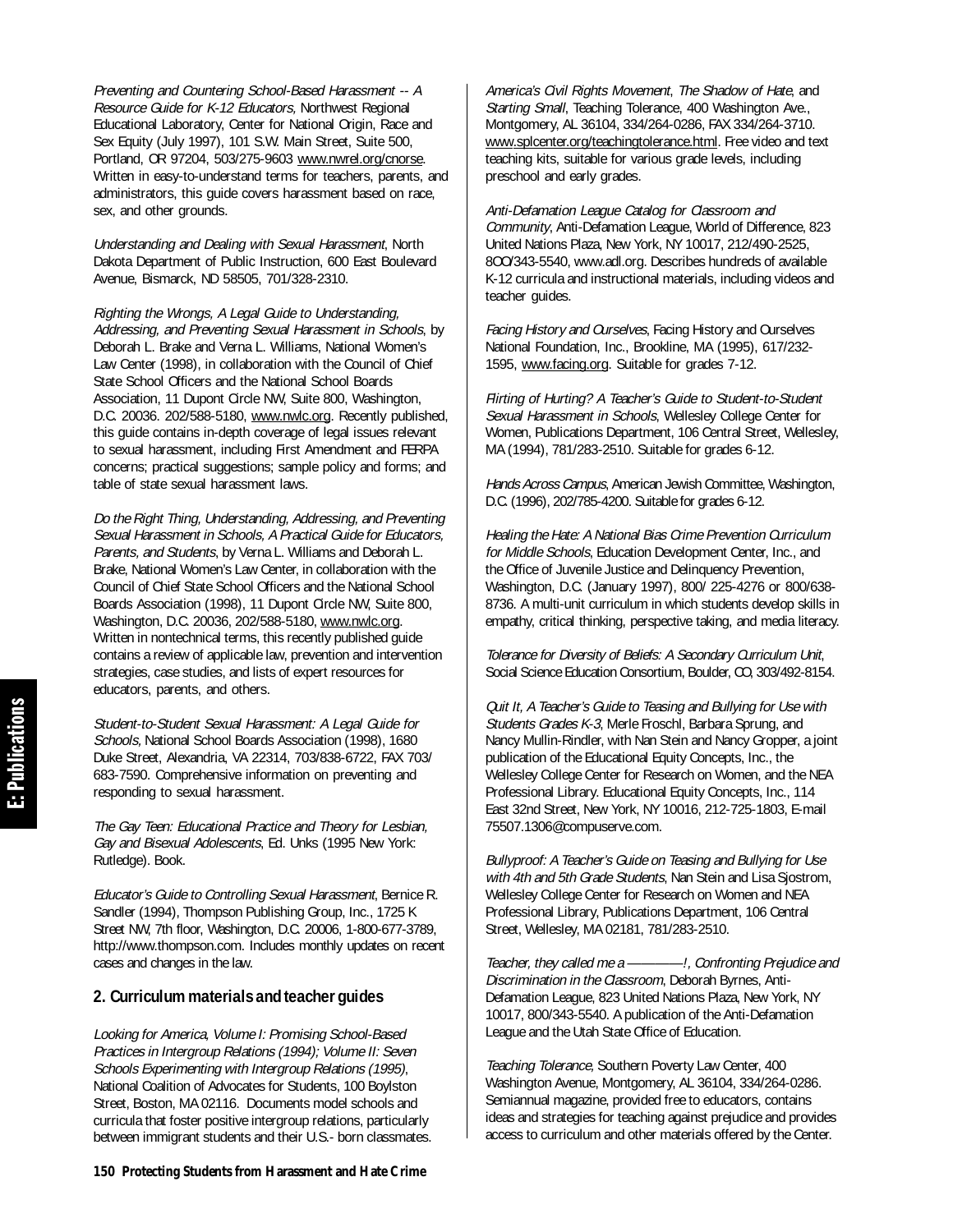*Preventing and Countering School-Based Harassment -- A Resource Guide for K-12 Educators,* Northwest Regional Educational Laboratory, Center for National Origin, Race and Sex Equity (July 1997), 101 S.W. Main Street, Suite 500, Portland, OR 97204, 503/275-9603 www.nwrel.org/cnorse. Written in easy-to-understand terms for teachers, parents, and administrators, this guide covers harassment based on race, sex, and other grounds.

*Understanding and Dealing with Sexual Harassment*, North Dakota Department of Public Instruction, 600 East Boulevard Avenue, Bismarck, ND 58505, 701/328-2310.

*Righting the Wrongs, A Legal Guide to Understanding, Addressing, and Preventing Sexual Harassment in Schools*, by Deborah L. Brake and Verna L. Williams, National Women's Law Center (1998), in collaboration with the Council of Chief State School Officers and the National School Boards Association, 11 Dupont Circle NW, Suite 800, Washington, D.C. 20036. 202/588-5180, www.nwlc.org. Recently published, this guide contains in-depth coverage of legal issues relevant to sexual harassment, including First Amendment and FERPA concerns; practical suggestions; sample policy and forms; and table of state sexual harassment laws.

*Do the Right Thing, Understanding, Addressing, and Preventing Sexual Harassment in Schools, A Practical Guide for Educators, Parents, and Students*, by Verna L. Williams and Deborah L. Brake, National Women's Law Center, in collaboration with the Council of Chief State School Officers and the National School Boards Association (1998), 11 Dupont Circle NW, Suite 800, Washington, D.C. 20036, 202/588-5180, www.nwlc.org. Written in nontechnical terms, this recently published guide contains a review of applicable law, prevention and intervention strategies, case studies, and lists of expert resources for educators, parents, and others.

*Student-to-Student Sexual Harassment: A Legal Guide for Schools*, National School Boards Association (1998), 1680 Duke Street, Alexandria, VA 22314, 703/838-6722, FAX 703/683-7590. Comprehensive information on preventing and responding to sexual harassment.

*The Gay Teen: Educational Practice and Theory for Lesbian, Gay and Bisexual Adolescents*, Ed. Unks (1995 New York: Rutledge). Book.

*Educator's Guide to Controlling Sexual Harassment*, Bernice R. Sandler (1994), Thompson Publishing Group, Inc., 1725 K Street NW, 7th floor, Washington, D.C. 20006, 1-800-677-3789, http://www.thompson.com. Includes monthly updates on recent cases and changes in the law.

## 2. Curriculum materials and teacher guides

*Looking for America, Volume I: Promising School-Based Practices in Intergroup Relations (1994); Volume II: Seven Schools Experimenting with Intergroup Relations (1995)*, National Coalition of Advocates for Students, 100 Boylston Street, Boston, MA 02116. Documents model schools and curricula that foster positive intergroup relations, particularly between immigrant students and their U.S.- born classmates.

*America's Civil Rights Movement*, *The Shadow of Hate*, and *Starting Small*, Teaching Tolerance, 400 Washington Ave., Montgomery, AL 36104, 334/264-0286, FAX 334/264-3710. www.splcenter.org/teachingtolerance.html. Free video and text teaching kits, suitable for various grade levels, including preschool and early grades.

*Anti-Defamation League Catalog for Classroom and Community*, Anti-Defamation League, World of Difference, 823 United Nations Plaza, New York, NY 10017, 212/490-2525, 8OO/343-5540, www.adl.org. Describes hundreds of available K-12 curricula and instructional materials, including videos and teacher guides.

*Facing History and Ourselves*, Facing History and Ourselves National Foundation, Inc., Brookline, MA (1995), 617/232-1595, www.facing.org. Suitable for grades 7-12.

*Flirting of Hurting? A Teacher's Guide to Student-to-Student Sexual Harassment in Schools*, Wellesley College Center for Women, Publications Department, 106 Central Street, Wellesley, MA (1994), 781/283-2510. Suitable for grades 6-12.

*Hands Across Campus*, American Jewish Committee, Washington, D.C. (1996), 202/785-4200. Suitable for grades 6-12.

*Healing the Hate: A National Bias Crime Prevention Curriculum for Middle Schools*, Education Development Center, Inc., and the Office of Juvenile Justice and Delinquency Prevention, Washington, D.C. (January 1997), 800/ 225-4276 or 800/638-8736. A multi-unit curriculum in which students develop skills in empathy, critical thinking, perspective taking, and media literacy.

*Tolerance for Diversity of Beliefs: A Secondary Curriculum Unit*, Social Science Education Consortium, Boulder, CO, 303/492-8154.

*Quit It, A Teacher's Guide to Teasing and Bullying for Use with Students Grades K-3*, Merle Froschl, Barbara Sprung, and Nancy Mullin-Rindler, with Nan Stein and Nancy Gropper, a joint publication of the Educational Equity Concepts, Inc., the Wellesley College Center for Research on Women, and the NEA Professional Library. Educational Equity Concepts, Inc., 114 East 32nd Street, New York, NY 10016, 212-725-1803, E-mail 75507.1306@compuserve.com.

*Bullyproof: A Teacher's Guide on Teasing and Bullying for Use with 4th and 5th Grade Students*, Nan Stein and Lisa Sjostrom, Wellesley College Center for Research on Women and NEA Professional Library, Publications Department, 106 Central Street, Wellesley, MA 02181, 781/283-2510.

*Teacher, they called me a ————!, Confronting Prejudice and Discrimination in the Classroom*, Deborah Byrnes, Anti-Defamation League, 823 United Nations Plaza, New York, NY 10017, 800/343-5540. A publication of the Anti-Defamation League and the Utah State Office of Education.

*Teaching Tolerance*, Southern Poverty Law Center, 400 Washington Avenue, Montgomery, AL 36104, 334/264-0286. Semiannual magazine, provided free to educators, contains ideas and strategies for teaching against prejudice and provides access to curriculum and other materials offered by the Center.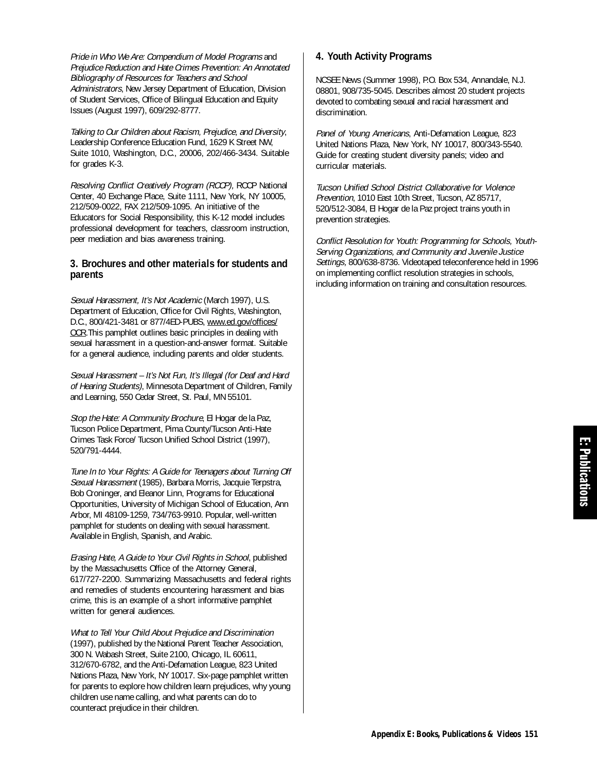*Pride in Who We Are: Compendium of Model Programs* and *Prejudice Reduction and Hate Crimes Prevention: An Annotated Bibliography of Resources for Teachers and School Administrators*, New Jersey Department of Education, Division of Student Services, Office of Bilingual Education and Equity Issues (August 1997), 609/292-8777.

*Talking to Our Children about Racism, Prejudice, and Diversity*, Leadership Conference Education Fund, 1629 K Street NW, Suite 1010, Washington, D.C., 20006, 202/466-3434. Suitable for grades K-3.

*Resolving Conflict Creatively Program (RCCP),* RCCP National Center, 40 Exchange Place, Suite 1111, New York, NY 10005, 212/509-0022, FAX 212/509-1095. An initiative of the Educators for Social Responsibility, this K-12 model includes professional development for teachers, classroom instruction, peer mediation and bias awareness training.

### 3. Brochures and other materials for students and parents

*Sexual Harassment, It's Not Academic* (March 1997), U.S. Department of Education, Office for Civil Rights, Washington, D.C., 800/421-3481 or 877/4ED-PUBS, www.ed.gov/offices/OCR. This pamphlet outlines basic principles in dealing with sexual harassment in a question-and-answer format. Suitable for a general audience, including parents and older students.

*Sexual Harassment – It's Not Fun, It's Illegal (for Deaf and Hard of Hearing Students)*, Minnesota Department of Children, Family and Learning, 550 Cedar Street, St. Paul, MN 55101.

*Stop the Hate: A Community Brochure*, El Hogar de la Paz, Tucson Police Department, Pima County/Tucson Anti-Hate Crimes Task Force/ Tucson Unified School District (1997), 520/791-4444.

*Tune In to Your Rights: A Guide for Teenagers about Turning Off Sexual Harassment* (1985), Barbara Morris, Jacquie Terpstra, Bob Croninger, and Eleanor Linn, Programs for Educational Opportunities, University of Michigan School of Education, Ann Arbor, MI 48109-1259, 734/763-9910. Popular, well-written pamphlet for students on dealing with sexual harassment. Available in English, Spanish, and Arabic.

*Erasing Hate, A Guide to Your Civil Rights in School*, published by the Massachusetts Office of the Attorney General, 617/727-2200. Summarizing Massachusetts and federal rights and remedies of students encountering harassment and bias crime, this is an example of a short informative pamphlet written for general audiences.

*What to Tell Your Child About Prejudice and Discrimination* (1997), published by the National Parent Teacher Association, 300 N. Wabash Street, Suite 2100, Chicago, IL 60611, 312/670-6782, and the Anti-Defamation League, 823 United Nations Plaza, New York, NY 10017. Six-page pamphlet written for parents to explore how children learn prejudices, why young children use name calling, and what parents can do to counteract prejudice in their children.

### 4. Youth Activity Programs

NCSEE News (Summer 1998), P.O. Box 534, Annandale, N.J. 08801, 908/735-5045. Describes almost 20 student projects devoted to combating sexual and racial harassment and discrimination.

*Panel of Young Americans*, Anti-Defamation League, 823 United Nations Plaza, New York, NY 10017, 800/343-5540. Guide for creating student diversity panels; video and curricular materials.

*Tucson Unified School District Collaborative for Violence Prevention*, 1010 East 10th Street, Tucson, AZ 85717, 520/512-3084, El Hogar de la Paz project trains youth in prevention strategies.

*Conflict Resolution for Youth: Programming for Schools, Youth-Serving Organizations, and Community and Juvenile Justice Settings,* 800/638-8736. Videotaped teleconference held in 1996 on implementing conflict resolution strategies in schools, including information on training and consultation resources.